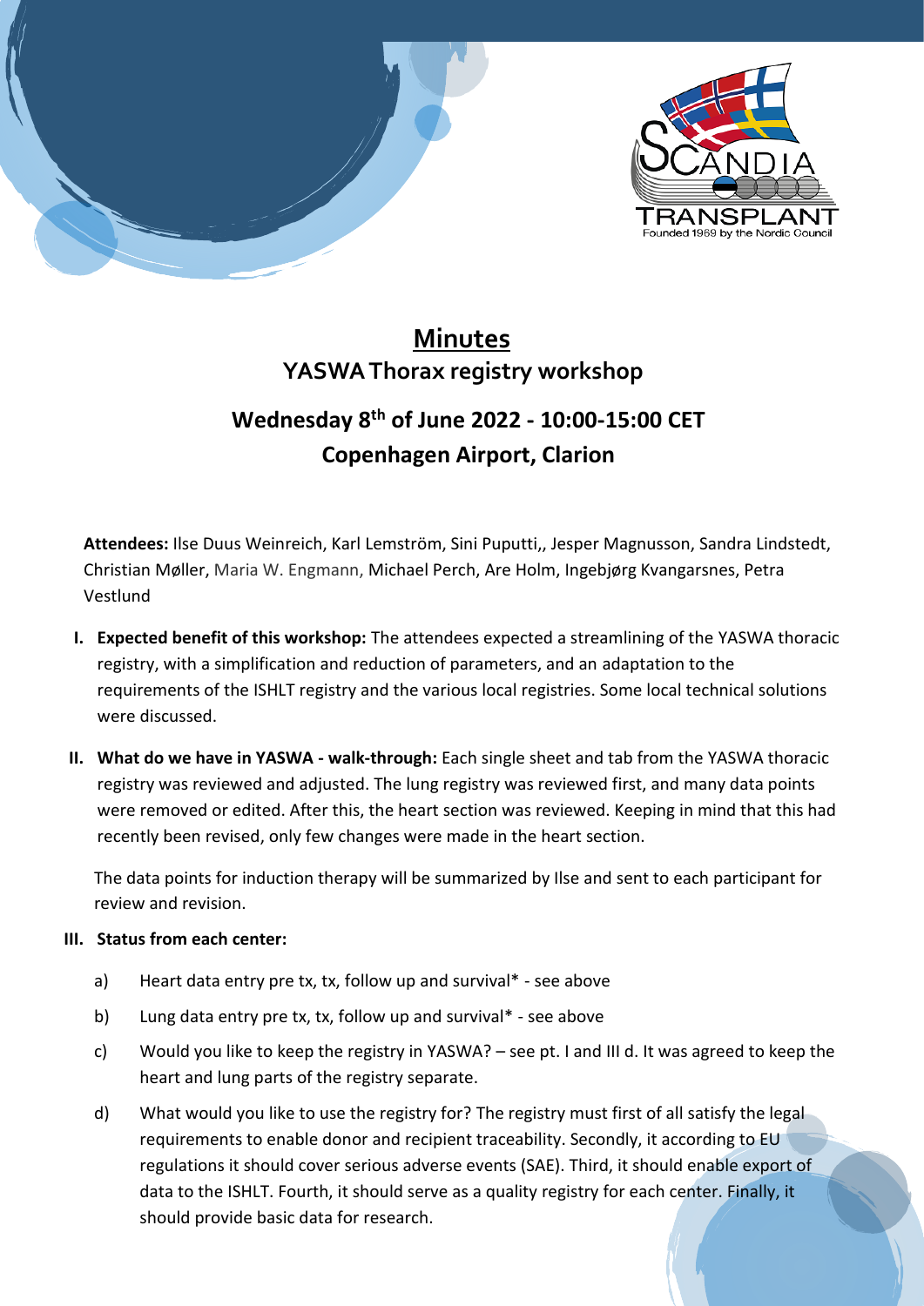# Minutes

## YASWA Thorax registry workshop

## Wednesday 8th of June 2022 - 10:00-15:00 CET
## Copenhagen Airport, Clarion

**Attendees:** Ilse Duus Weinreich, Karl Lemström, Sini Puputti,, Jesper Magnusson, Sandra Lindstedt, Christian Møller, Maria W. Engmann, Michael Perch, Are Holm, Ingebjørg Kvangarsnes, Petra Vestlund

I. **Expected benefit of this workshop:** The attendees expected a streamlining of the YASWA thoracic registry, with a simplification and reduction of parameters, and an adaptation to the requirements of the ISHLT registry and the various local registries. Some local technical solutions were discussed.

II. **What do we have in YASWA - walk-through:** Each single sheet and tab from the YASWA thoracic registry was reviewed and adjusted. The lung registry was reviewed first, and many data points were removed or edited. After this, the heart section was reviewed. Keeping in mind that this had recently been revised, only few changes were made in the heart section.

   The data points for induction therapy will be summarized by Ilse and sent to each participant for review and revision.

III. **Status from each center:**

   a) Heart data entry pre tx, tx, follow up and survival* - see above

   b) Lung data entry pre tx, tx, follow up and survival* - see above

   c) Would you like to keep the registry in YASWA? – see pt. I and III d. It was agreed to keep the heart and lung parts of the registry separate.

   d) What would you like to use the registry for? The registry must first of all satisfy the legal requirements to enable donor and recipient traceability. Secondly, it according to EU regulations it should cover serious adverse events (SAE). Third, it should enable export of data to the ISHLT. Fourth, it should serve as a quality registry for each center. Finally, it should provide basic data for research.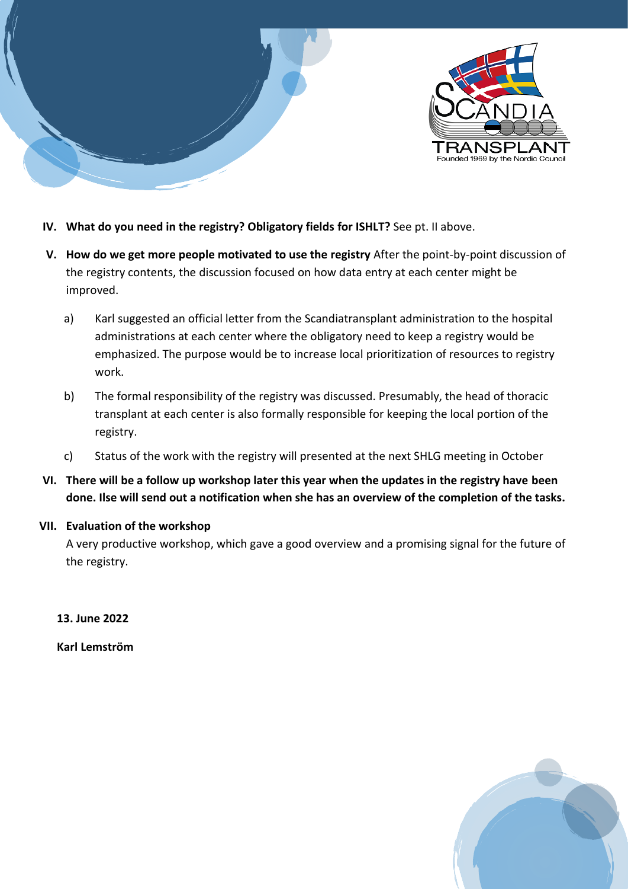IV. **What do you need in the registry? Obligatory fields for ISHLT?** See pt. II above.

V. **How do we get more people motivated to use the registry** After the point-by-point discussion of the registry contents, the discussion focused on how data entry at each center might be improved.

   a) Karl suggested an official letter from the Scandiatransplant administration to the hospital administrations at each center where the obligatory need to keep a registry would be emphasized. The purpose would be to increase local prioritization of resources to registry work.

   b) The formal responsibility of the registry was discussed. Presumably, the head of thoracic transplant at each center is also formally responsible for keeping the local portion of the registry.

   c) Status of the work with the registry will presented at the next SHLG meeting in October

VI. **There will be a follow up workshop later this year when the updates in the registry have been done. Ilse will send out a notification when she has an overview of the completion of the tasks.**

VII. **Evaluation of the workshop**

A very productive workshop, which gave a good overview and a promising signal for the future of the registry.

**13. June 2022**

**Karl Lemström**